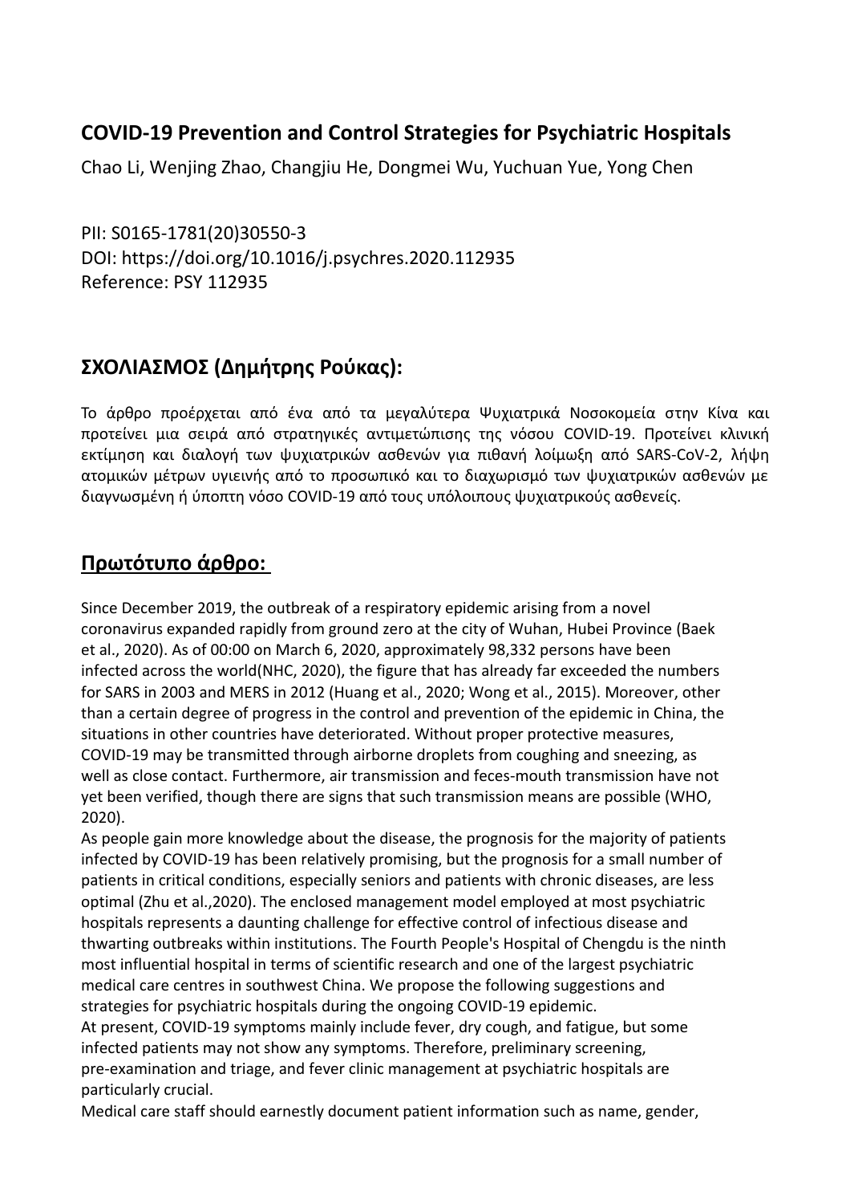## COVID-19 Prevention and Control Strategies for Psychiatric Hospitals

Chao Li, Wenjing Zhao, Changjiu He, Dongmei Wu, Yuchuan Yue, Yong Chen

PII: S0165-1781(20)30550-3
DOI: https://doi.org/10.1016/j.psychres.2020.112935
Reference: PSY 112935

## ΣΧΟΛΙΑΣΜΟΣ (Δημήτρης Ρούκας):

Το άρθρο προέρχεται από ένα από τα μεγαλύτερα Ψυχιατρικά Νοσοκομεία στην Κίνα και προτείνει μια σειρά από στρατηγικές αντιμετώπισης της νόσου COVID-19. Προτείνει κλινική εκτίμηση και διαλογή των ψυχιατρικών ασθενών για πιθανή λοίμωξη από SARS-CoV-2, λήψη ατομικών μέτρων υγιεινής από το προσωπικό και το διαχωρισμό των ψυχιατρικών ασθενών με διαγνωσμένη ή ύποπτη νόσο COVID-19 από τους υπόλοιπους ψυχιατρικούς ασθενείς.

## Πρωτότυπο άρθρο:

Since December 2019, the outbreak of a respiratory epidemic arising from a novel coronavirus expanded rapidly from ground zero at the city of Wuhan, Hubei Province (Baek et al., 2020). As of 00:00 on March 6, 2020, approximately 98,332 persons have been infected across the world(NHC, 2020), the figure that has already far exceeded the numbers for SARS in 2003 and MERS in 2012 (Huang et al., 2020; Wong et al., 2015). Moreover, other than a certain degree of progress in the control and prevention of the epidemic in China, the situations in other countries have deteriorated. Without proper protective measures, COVID-19 may be transmitted through airborne droplets from coughing and sneezing, as well as close contact. Furthermore, air transmission and feces-mouth transmission have not yet been verified, though there are signs that such transmission means are possible (WHO, 2020).

As people gain more knowledge about the disease, the prognosis for the majority of patients infected by COVID-19 has been relatively promising, but the prognosis for a small number of patients in critical conditions, especially seniors and patients with chronic diseases, are less optimal (Zhu et al.,2020). The enclosed management model employed at most psychiatric hospitals represents a daunting challenge for effective control of infectious disease and thwarting outbreaks within institutions. The Fourth People's Hospital of Chengdu is the ninth most influential hospital in terms of scientific research and one of the largest psychiatric medical care centres in southwest China. We propose the following suggestions and strategies for psychiatric hospitals during the ongoing COVID-19 epidemic.

At present, COVID-19 symptoms mainly include fever, dry cough, and fatigue, but some infected patients may not show any symptoms. Therefore, preliminary screening, pre-examination and triage, and fever clinic management at psychiatric hospitals are particularly crucial.

Medical care staff should earnestly document patient information such as name, gender,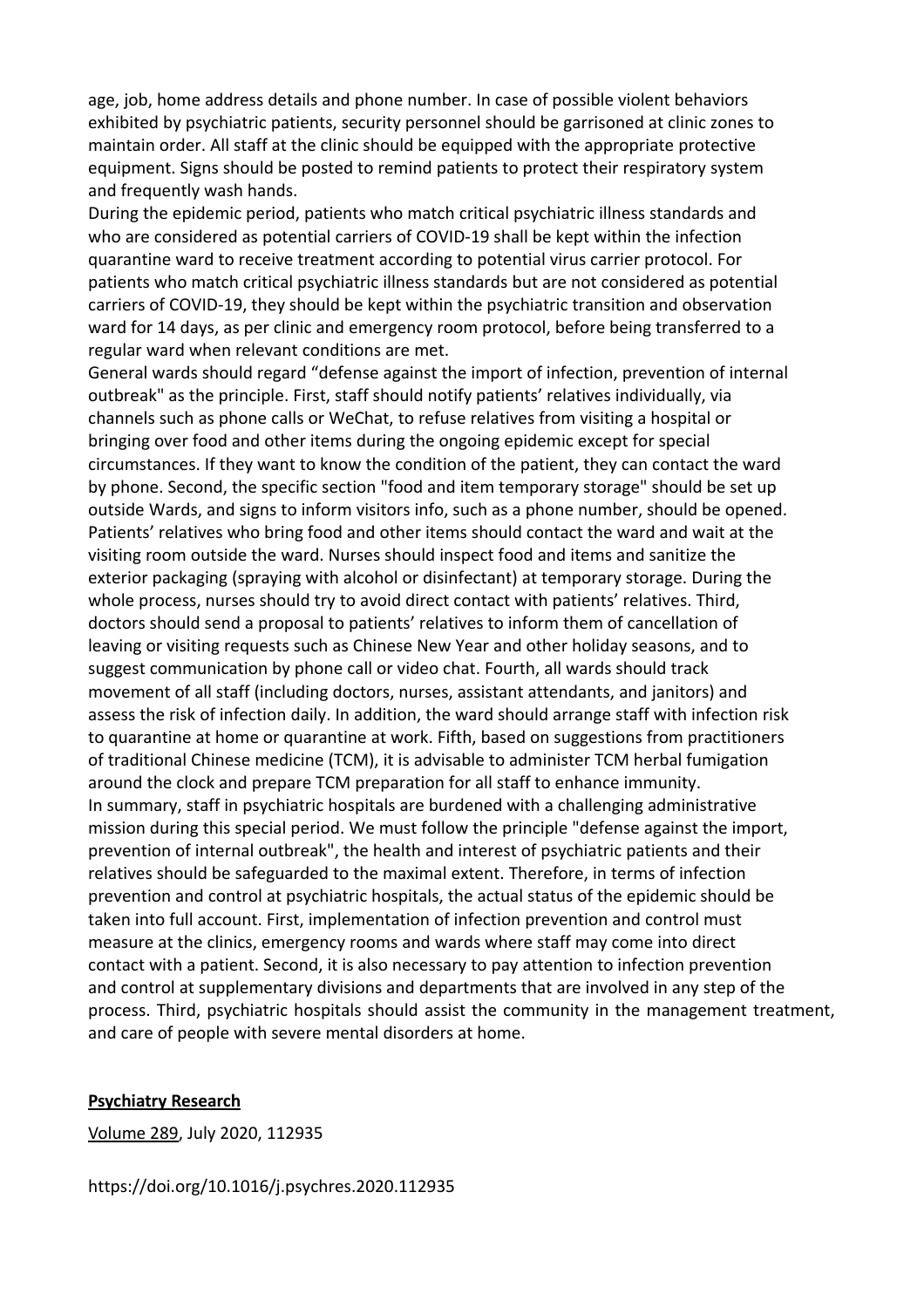age, job, home address details and phone number. In case of possible violent behaviors exhibited by psychiatric patients, security personnel should be garrisoned at clinic zones to maintain order. All staff at the clinic should be equipped with the appropriate protective equipment. Signs should be posted to remind patients to protect their respiratory system and frequently wash hands.

During the epidemic period, patients who match critical psychiatric illness standards and who are considered as potential carriers of COVID-19 shall be kept within the infection quarantine ward to receive treatment according to potential virus carrier protocol. For patients who match critical psychiatric illness standards but are not considered as potential carriers of COVID-19, they should be kept within the psychiatric transition and observation ward for 14 days, as per clinic and emergency room protocol, before being transferred to a regular ward when relevant conditions are met.

General wards should regard "defense against the import of infection, prevention of internal outbreak" as the principle. First, staff should notify patients' relatives individually, via channels such as phone calls or WeChat, to refuse relatives from visiting a hospital or bringing over food and other items during the ongoing epidemic except for special circumstances. If they want to know the condition of the patient, they can contact the ward by phone. Second, the specific section "food and item temporary storage" should be set up outside Wards, and signs to inform visitors info, such as a phone number, should be opened. Patients' relatives who bring food and other items should contact the ward and wait at the visiting room outside the ward. Nurses should inspect food and items and sanitize the exterior packaging (spraying with alcohol or disinfectant) at temporary storage. During the whole process, nurses should try to avoid direct contact with patients' relatives. Third, doctors should send a proposal to patients' relatives to inform them of cancellation of leaving or visiting requests such as Chinese New Year and other holiday seasons, and to suggest communication by phone call or video chat. Fourth, all wards should track movement of all staff (including doctors, nurses, assistant attendants, and janitors) and assess the risk of infection daily. In addition, the ward should arrange staff with infection risk to quarantine at home or quarantine at work. Fifth, based on suggestions from practitioners of traditional Chinese medicine (TCM), it is advisable to administer TCM herbal fumigation around the clock and prepare TCM preparation for all staff to enhance immunity.

In summary, staff in psychiatric hospitals are burdened with a challenging administrative mission during this special period. We must follow the principle "defense against the import, prevention of internal outbreak", the health and interest of psychiatric patients and their relatives should be safeguarded to the maximal extent. Therefore, in terms of infection prevention and control at psychiatric hospitals, the actual status of the epidemic should be taken into full account. First, implementation of infection prevention and control must measure at the clinics, emergency rooms and wards where staff may come into direct contact with a patient. Second, it is also necessary to pay attention to infection prevention and control at supplementary divisions and departments that are involved in any step of the process. Third, psychiatric hospitals should assist the community in the management treatment, and care of people with severe mental disorders at home.

**Psychiatry Research**

Volume 289, July 2020, 112935

https://doi.org/10.1016/j.psychres.2020.112935